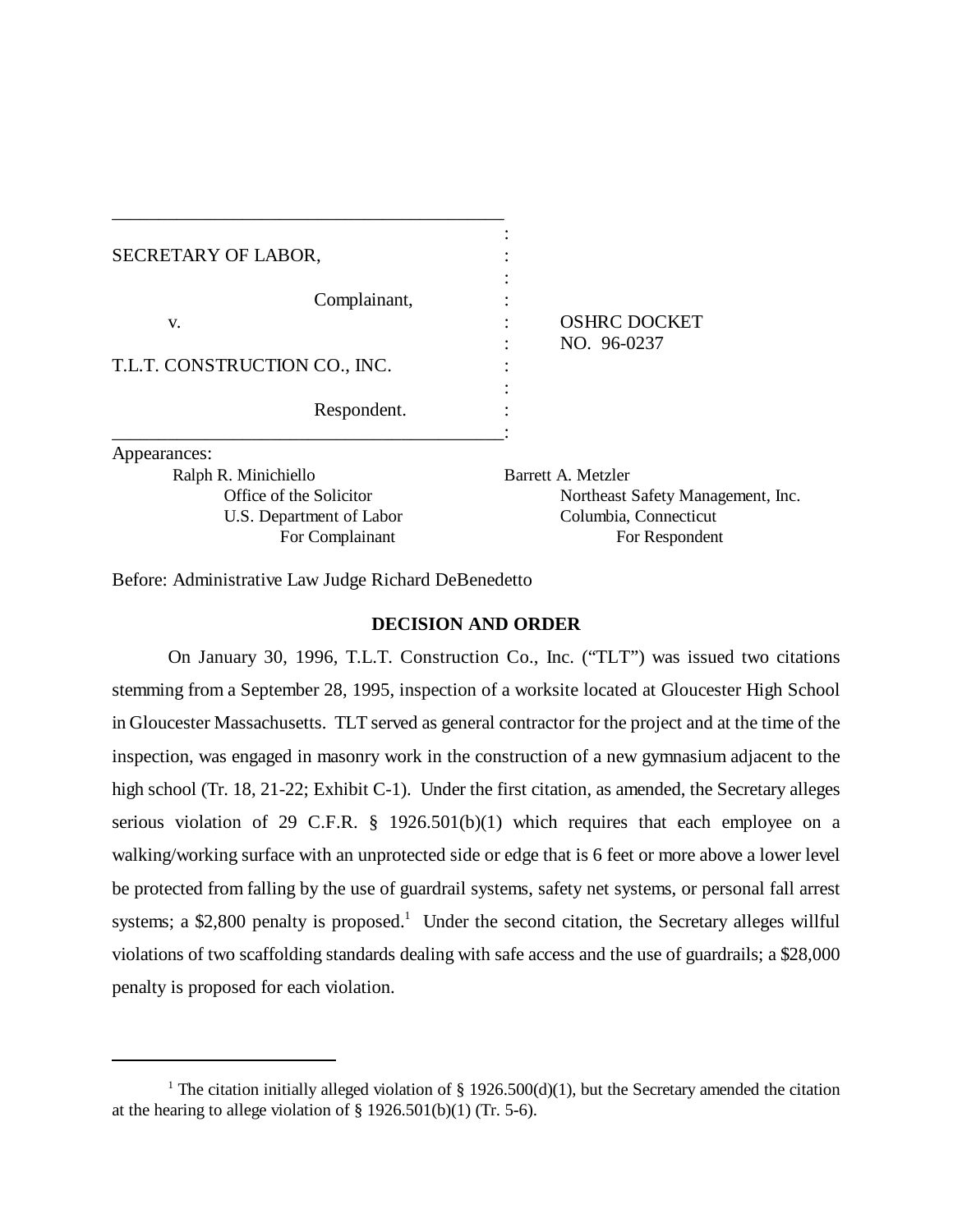| | | |
|---|---|---|
| SECRETARY OF LABOR, | : | |
| Complainant, | : | |
| v. | : | OSHRC DOCKET NO. 96-0237 |
| T.L.T. CONSTRUCTION CO., INC. | : | |
| Respondent. | : | |

Appearances:

Ralph R. Minichiello
Office of the Solicitor
U.S. Department of Labor
For Complainant

Barrett A. Metzler
Northeast Safety Management, Inc.
Columbia, Connecticut
For Respondent

Before: Administrative Law Judge Richard DeBenedetto

## DECISION AND ORDER

On January 30, 1996, T.L.T. Construction Co., Inc. ("TLT") was issued two citations stemming from a September 28, 1995, inspection of a worksite located at Gloucester High School in Gloucester Massachusetts. TLT served as general contractor for the project and at the time of the inspection, was engaged in masonry work in the construction of a new gymnasium adjacent to the high school (Tr. 18, 21-22; Exhibit C-1). Under the first citation, as amended, the Secretary alleges serious violation of 29 C.F.R. § 1926.501(b)(1) which requires that each employee on a walking/working surface with an unprotected side or edge that is 6 feet or more above a lower level be protected from falling by the use of guardrail systems, safety net systems, or personal fall arrest systems; a $2,800 penalty is proposed.[1] Under the second citation, the Secretary alleges willful violations of two scaffolding standards dealing with safe access and the use of guardrails; a $28,000 penalty is proposed for each violation.

[1] The citation initially alleged violation of § 1926.500(d)(1), but the Secretary amended the citation at the hearing to allege violation of § 1926.501(b)(1) (Tr. 5-6).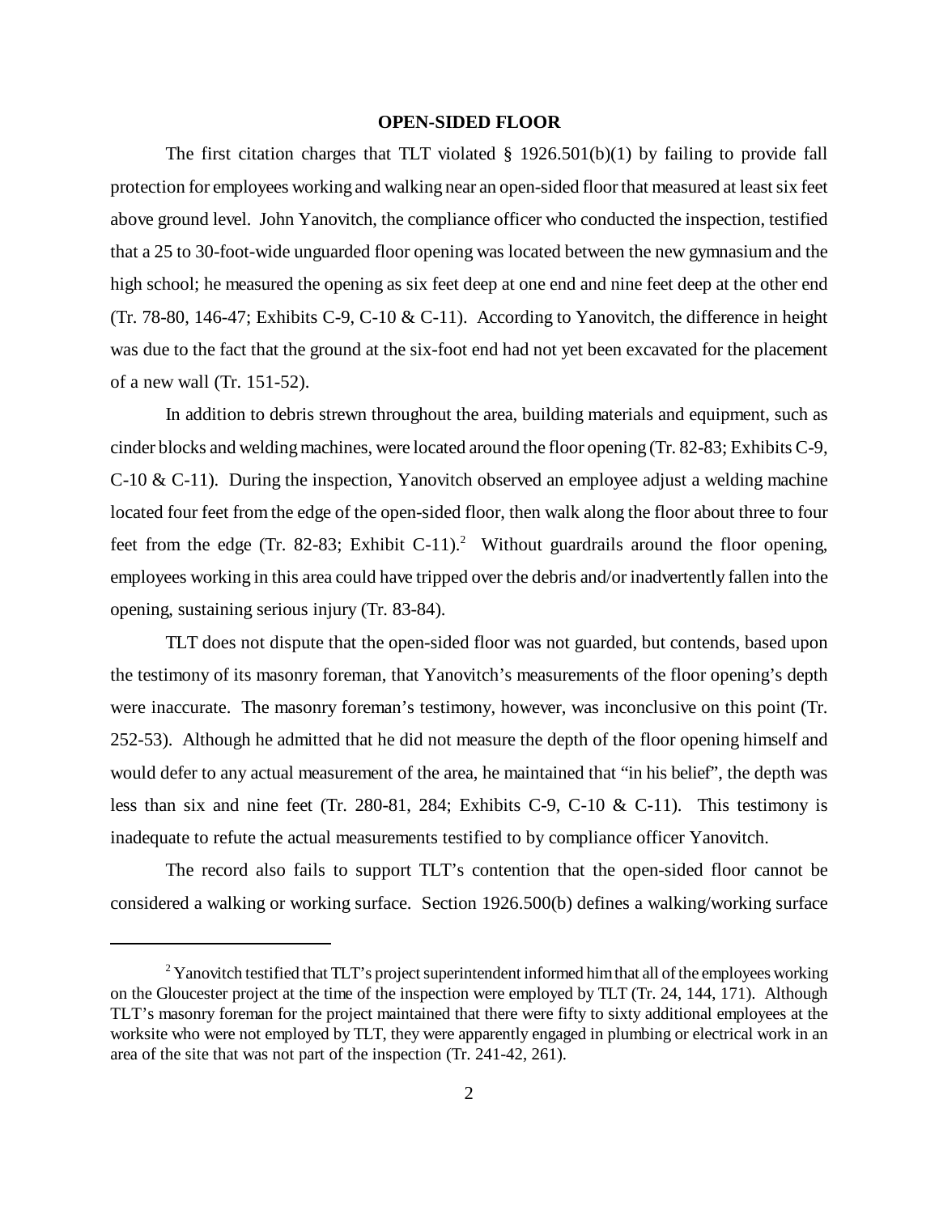**OPEN-SIDED FLOOR**

The first citation charges that TLT violated § 1926.501(b)(1) by failing to provide fall protection for employees working and walking near an open-sided floor that measured at least six feet above ground level. John Yanovitch, the compliance officer who conducted the inspection, testified that a 25 to 30-foot-wide unguarded floor opening was located between the new gymnasium and the high school; he measured the opening as six feet deep at one end and nine feet deep at the other end (Tr. 78-80, 146-47; Exhibits C-9, C-10 & C-11). According to Yanovitch, the difference in height was due to the fact that the ground at the six-foot end had not yet been excavated for the placement of a new wall (Tr. 151-52).

In addition to debris strewn throughout the area, building materials and equipment, such as cinder blocks and welding machines, were located around the floor opening (Tr. 82-83; Exhibits C-9, C-10 & C-11). During the inspection, Yanovitch observed an employee adjust a welding machine located four feet from the edge of the open-sided floor, then walk along the floor about three to four feet from the edge (Tr. 82-83; Exhibit C-11).[2] Without guardrails around the floor opening, employees working in this area could have tripped over the debris and/or inadvertently fallen into the opening, sustaining serious injury (Tr. 83-84).

TLT does not dispute that the open-sided floor was not guarded, but contends, based upon the testimony of its masonry foreman, that Yanovitch's measurements of the floor opening's depth were inaccurate. The masonry foreman's testimony, however, was inconclusive on this point (Tr. 252-53). Although he admitted that he did not measure the depth of the floor opening himself and would defer to any actual measurement of the area, he maintained that "in his belief", the depth was less than six and nine feet (Tr. 280-81, 284; Exhibits C-9, C-10 & C-11). This testimony is inadequate to refute the actual measurements testified to by compliance officer Yanovitch.

The record also fails to support TLT's contention that the open-sided floor cannot be considered a walking or working surface. Section 1926.500(b) defines a walking/working surface

---

[2] Yanovitch testified that TLT's project superintendent informed him that all of the employees working on the Gloucester project at the time of the inspection were employed by TLT (Tr. 24, 144, 171). Although TLT's masonry foreman for the project maintained that there were fifty to sixty additional employees at the worksite who were not employed by TLT, they were apparently engaged in plumbing or electrical work in an area of the site that was not part of the inspection (Tr. 241-42, 261).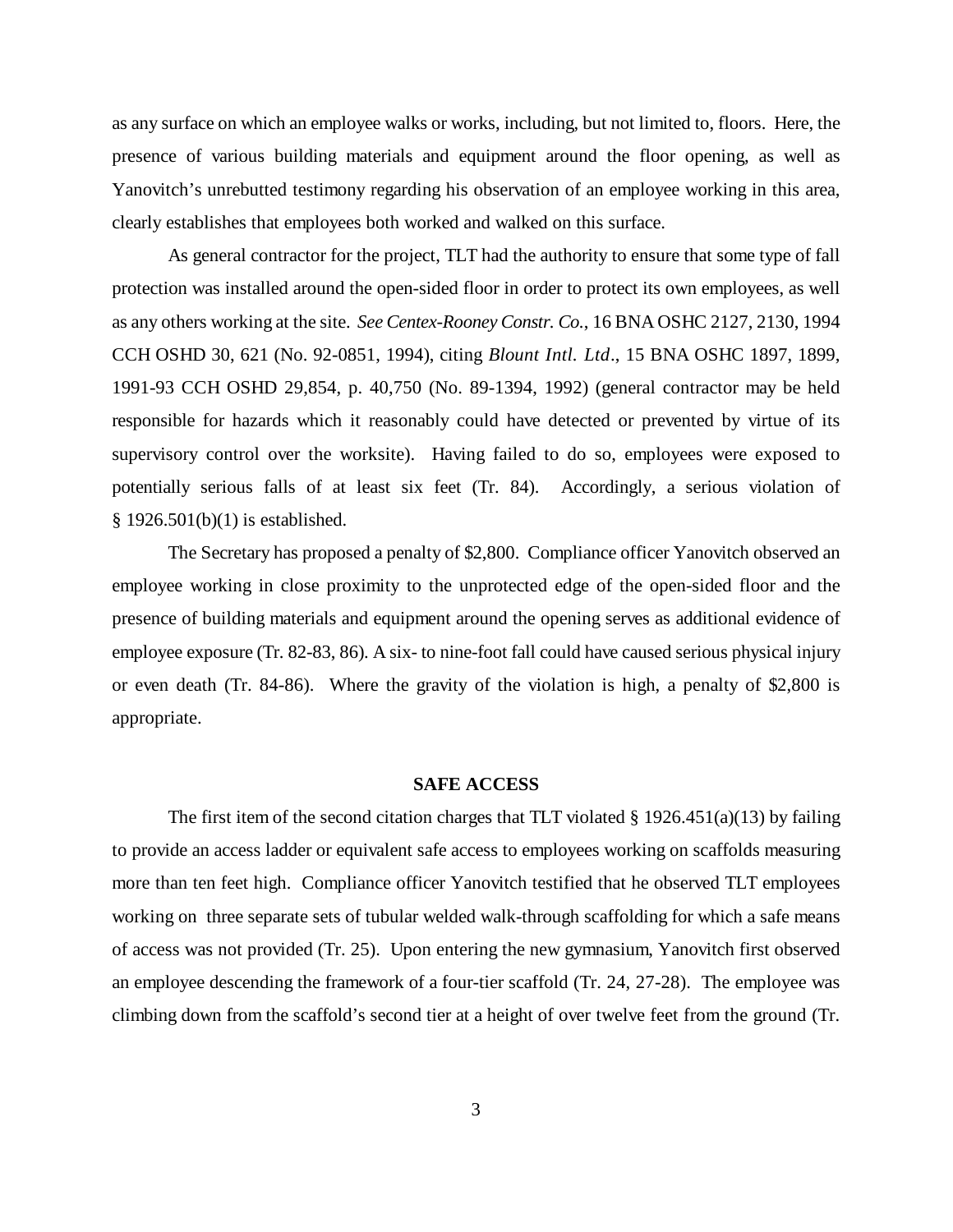as any surface on which an employee walks or works, including, but not limited to, floors. Here, the presence of various building materials and equipment around the floor opening, as well as Yanovitch's unrebutted testimony regarding his observation of an employee working in this area, clearly establishes that employees both worked and walked on this surface.

As general contractor for the project, TLT had the authority to ensure that some type of fall protection was installed around the open-sided floor in order to protect its own employees, as well as any others working at the site. *See Centex-Rooney Constr. Co.*, 16 BNA OSHC 2127, 2130, 1994 CCH OSHD 30, 621 (No. 92-0851, 1994), citing *Blount Intl. Ltd*., 15 BNA OSHC 1897, 1899, 1991-93 CCH OSHD 29,854, p. 40,750 (No. 89-1394, 1992) (general contractor may be held responsible for hazards which it reasonably could have detected or prevented by virtue of its supervisory control over the worksite). Having failed to do so, employees were exposed to potentially serious falls of at least six feet (Tr. 84). Accordingly, a serious violation of § 1926.501(b)(1) is established.

The Secretary has proposed a penalty of $2,800. Compliance officer Yanovitch observed an employee working in close proximity to the unprotected edge of the open-sided floor and the presence of building materials and equipment around the opening serves as additional evidence of employee exposure (Tr. 82-83, 86). A six- to nine-foot fall could have caused serious physical injury or even death (Tr. 84-86). Where the gravity of the violation is high, a penalty of $2,800 is appropriate.

## SAFE ACCESS

The first item of the second citation charges that TLT violated § 1926.451(a)(13) by failing to provide an access ladder or equivalent safe access to employees working on scaffolds measuring more than ten feet high. Compliance officer Yanovitch testified that he observed TLT employees working on three separate sets of tubular welded walk-through scaffolding for which a safe means of access was not provided (Tr. 25). Upon entering the new gymnasium, Yanovitch first observed an employee descending the framework of a four-tier scaffold (Tr. 24, 27-28). The employee was climbing down from the scaffold's second tier at a height of over twelve feet from the ground (Tr.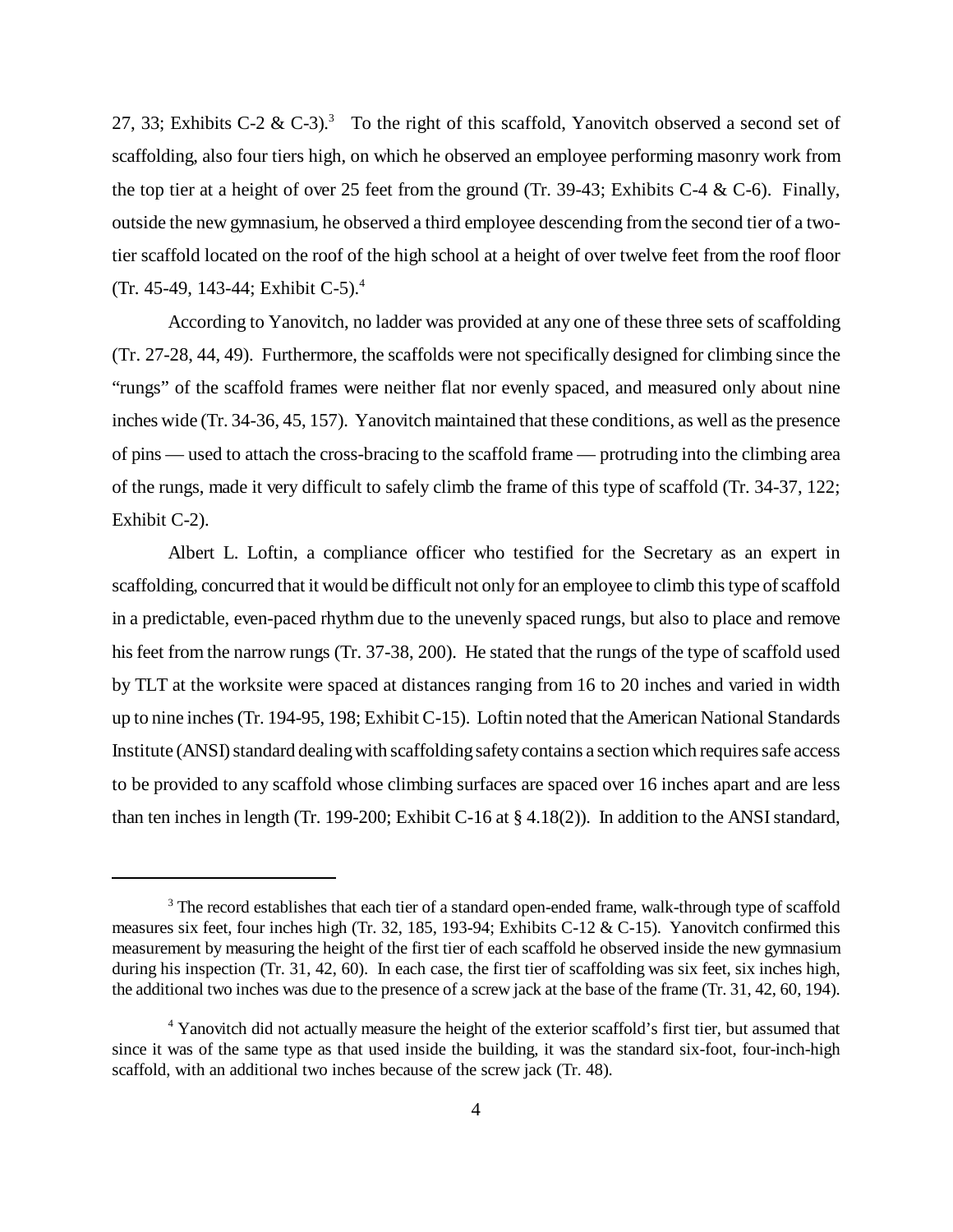27, 33; Exhibits C-2 & C-3).[3] To the right of this scaffold, Yanovitch observed a second set of scaffolding, also four tiers high, on which he observed an employee performing masonry work from the top tier at a height of over 25 feet from the ground (Tr. 39-43; Exhibits C-4 & C-6). Finally, outside the new gymnasium, he observed a third employee descending from the second tier of a two-tier scaffold located on the roof of the high school at a height of over twelve feet from the roof floor (Tr. 45-49, 143-44; Exhibit C-5).[4]

According to Yanovitch, no ladder was provided at any one of these three sets of scaffolding (Tr. 27-28, 44, 49). Furthermore, the scaffolds were not specifically designed for climbing since the "rungs" of the scaffold frames were neither flat nor evenly spaced, and measured only about nine inches wide (Tr. 34-36, 45, 157). Yanovitch maintained that these conditions, as well as the presence of pins — used to attach the cross-bracing to the scaffold frame — protruding into the climbing area of the rungs, made it very difficult to safely climb the frame of this type of scaffold (Tr. 34-37, 122; Exhibit C-2).

Albert L. Loftin, a compliance officer who testified for the Secretary as an expert in scaffolding, concurred that it would be difficult not only for an employee to climb this type of scaffold in a predictable, even-paced rhythm due to the unevenly spaced rungs, but also to place and remove his feet from the narrow rungs (Tr. 37-38, 200). He stated that the rungs of the type of scaffold used by TLT at the worksite were spaced at distances ranging from 16 to 20 inches and varied in width up to nine inches (Tr. 194-95, 198; Exhibit C-15). Loftin noted that the American National Standards Institute (ANSI) standard dealing with scaffolding safety contains a section which requires safe access to be provided to any scaffold whose climbing surfaces are spaced over 16 inches apart and are less than ten inches in length (Tr. 199-200; Exhibit C-16 at § 4.18(2)). In addition to the ANSI standard,

---

[3] The record establishes that each tier of a standard open-ended frame, walk-through type of scaffold measures six feet, four inches high (Tr. 32, 185, 193-94; Exhibits C-12 & C-15). Yanovitch confirmed this measurement by measuring the height of the first tier of each scaffold he observed inside the new gymnasium during his inspection (Tr. 31, 42, 60). In each case, the first tier of scaffolding was six feet, six inches high, the additional two inches was due to the presence of a screw jack at the base of the frame (Tr. 31, 42, 60, 194).

[4] Yanovitch did not actually measure the height of the exterior scaffold's first tier, but assumed that since it was of the same type as that used inside the building, it was the standard six-foot, four-inch-high scaffold, with an additional two inches because of the screw jack (Tr. 48).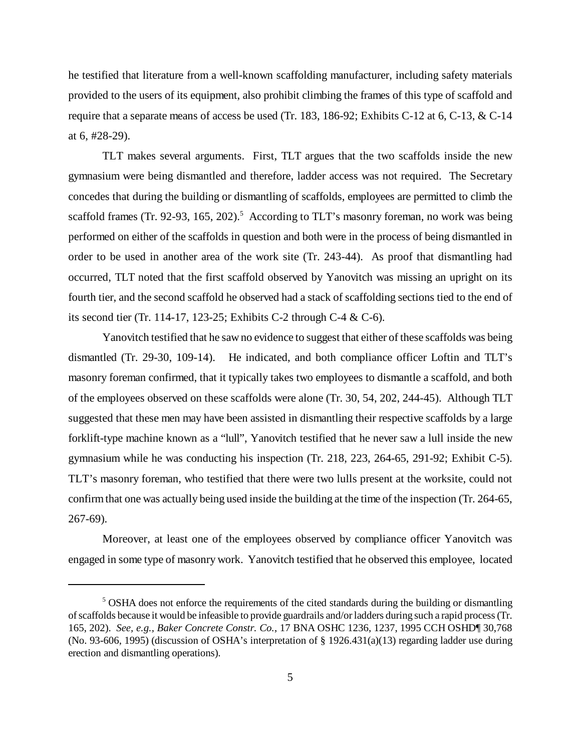he testified that literature from a well-known scaffolding manufacturer, including safety materials provided to the users of its equipment, also prohibit climbing the frames of this type of scaffold and require that a separate means of access be used (Tr. 183, 186-92; Exhibits C-12 at 6, C-13, & C-14 at 6, #28-29).

TLT makes several arguments. First, TLT argues that the two scaffolds inside the new gymnasium were being dismantled and therefore, ladder access was not required. The Secretary concedes that during the building or dismantling of scaffolds, employees are permitted to climb the scaffold frames (Tr. 92-93, 165, 202).[5] According to TLT's masonry foreman, no work was being performed on either of the scaffolds in question and both were in the process of being dismantled in order to be used in another area of the work site (Tr. 243-44). As proof that dismantling had occurred, TLT noted that the first scaffold observed by Yanovitch was missing an upright on its fourth tier, and the second scaffold he observed had a stack of scaffolding sections tied to the end of its second tier (Tr. 114-17, 123-25; Exhibits C-2 through C-4 & C-6).

Yanovitch testified that he saw no evidence to suggest that either of these scaffolds was being dismantled (Tr. 29-30, 109-14). He indicated, and both compliance officer Loftin and TLT's masonry foreman confirmed, that it typically takes two employees to dismantle a scaffold, and both of the employees observed on these scaffolds were alone (Tr. 30, 54, 202, 244-45). Although TLT suggested that these men may have been assisted in dismantling their respective scaffolds by a large forklift-type machine known as a "lull", Yanovitch testified that he never saw a lull inside the new gymnasium while he was conducting his inspection (Tr. 218, 223, 264-65, 291-92; Exhibit C-5). TLT's masonry foreman, who testified that there were two lulls present at the worksite, could not confirm that one was actually being used inside the building at the time of the inspection (Tr. 264-65, 267-69).

Moreover, at least one of the employees observed by compliance officer Yanovitch was engaged in some type of masonry work. Yanovitch testified that he observed this employee, located

---

[5] OSHA does not enforce the requirements of the cited standards during the building or dismantling of scaffolds because it would be infeasible to provide guardrails and/or ladders during such a rapid process (Tr. 165, 202). *See, e.g., Baker Concrete Constr. Co.*, 17 BNA OSHC 1236, 1237, 1995 CCH OSHD¶ 30,768 (No. 93-606, 1995) (discussion of OSHA's interpretation of § 1926.431(a)(13) regarding ladder use during erection and dismantling operations).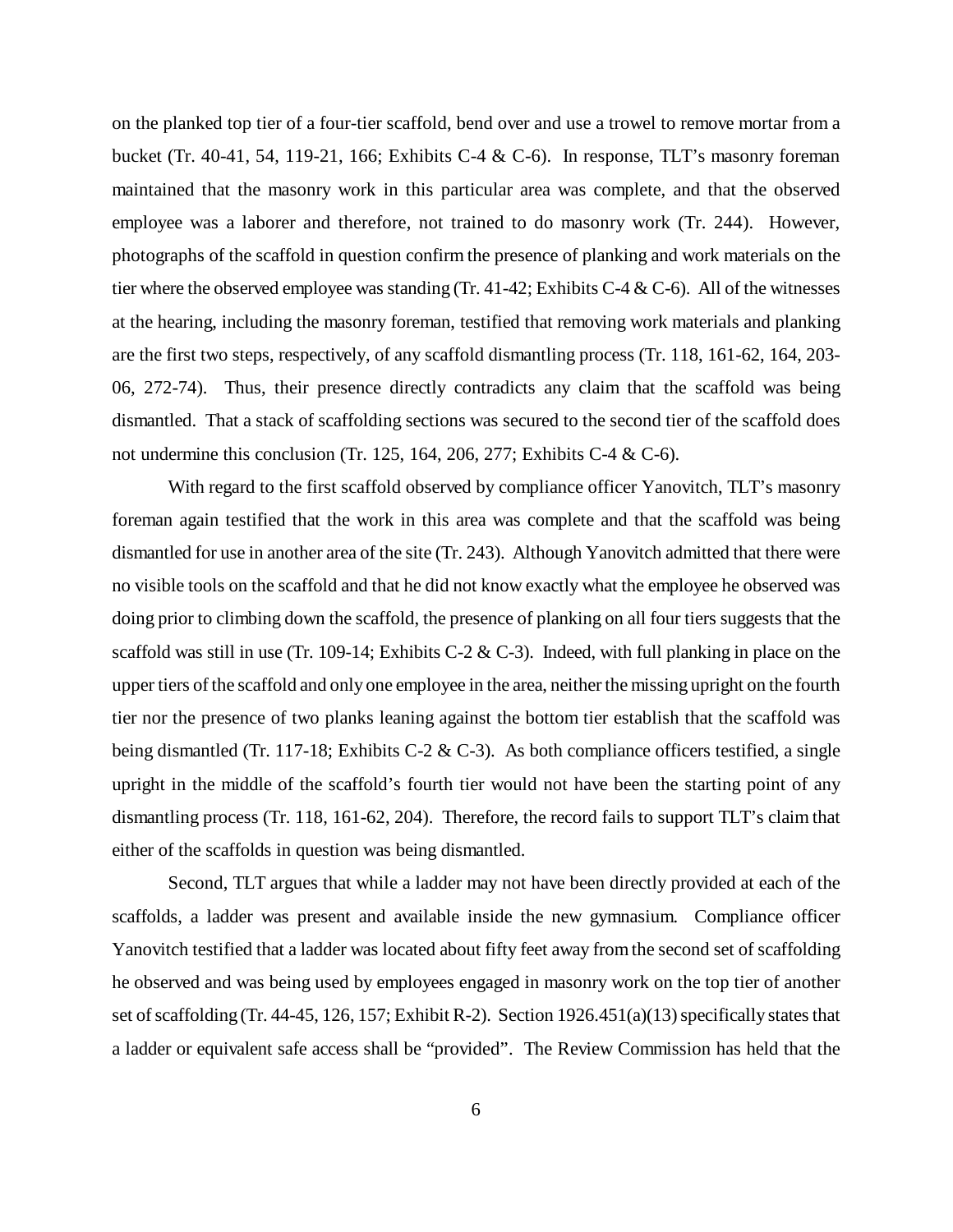on the planked top tier of a four-tier scaffold, bend over and use a trowel to remove mortar from a bucket (Tr. 40-41, 54, 119-21, 166; Exhibits C-4 & C-6). In response, TLT's masonry foreman maintained that the masonry work in this particular area was complete, and that the observed employee was a laborer and therefore, not trained to do masonry work (Tr. 244). However, photographs of the scaffold in question confirm the presence of planking and work materials on the tier where the observed employee was standing (Tr. 41-42; Exhibits C-4 & C-6). All of the witnesses at the hearing, including the masonry foreman, testified that removing work materials and planking are the first two steps, respectively, of any scaffold dismantling process (Tr. 118, 161-62, 164, 203-06, 272-74). Thus, their presence directly contradicts any claim that the scaffold was being dismantled. That a stack of scaffolding sections was secured to the second tier of the scaffold does not undermine this conclusion (Tr. 125, 164, 206, 277; Exhibits C-4 & C-6).

With regard to the first scaffold observed by compliance officer Yanovitch, TLT's masonry foreman again testified that the work in this area was complete and that the scaffold was being dismantled for use in another area of the site (Tr. 243). Although Yanovitch admitted that there were no visible tools on the scaffold and that he did not know exactly what the employee he observed was doing prior to climbing down the scaffold, the presence of planking on all four tiers suggests that the scaffold was still in use (Tr. 109-14; Exhibits C-2 & C-3). Indeed, with full planking in place on the upper tiers of the scaffold and only one employee in the area, neither the missing upright on the fourth tier nor the presence of two planks leaning against the bottom tier establish that the scaffold was being dismantled (Tr. 117-18; Exhibits C-2 & C-3). As both compliance officers testified, a single upright in the middle of the scaffold's fourth tier would not have been the starting point of any dismantling process (Tr. 118, 161-62, 204). Therefore, the record fails to support TLT's claim that either of the scaffolds in question was being dismantled.

Second, TLT argues that while a ladder may not have been directly provided at each of the scaffolds, a ladder was present and available inside the new gymnasium. Compliance officer Yanovitch testified that a ladder was located about fifty feet away from the second set of scaffolding he observed and was being used by employees engaged in masonry work on the top tier of another set of scaffolding (Tr. 44-45, 126, 157; Exhibit R-2). Section 1926.451(a)(13) specifically states that a ladder or equivalent safe access shall be "provided". The Review Commission has held that the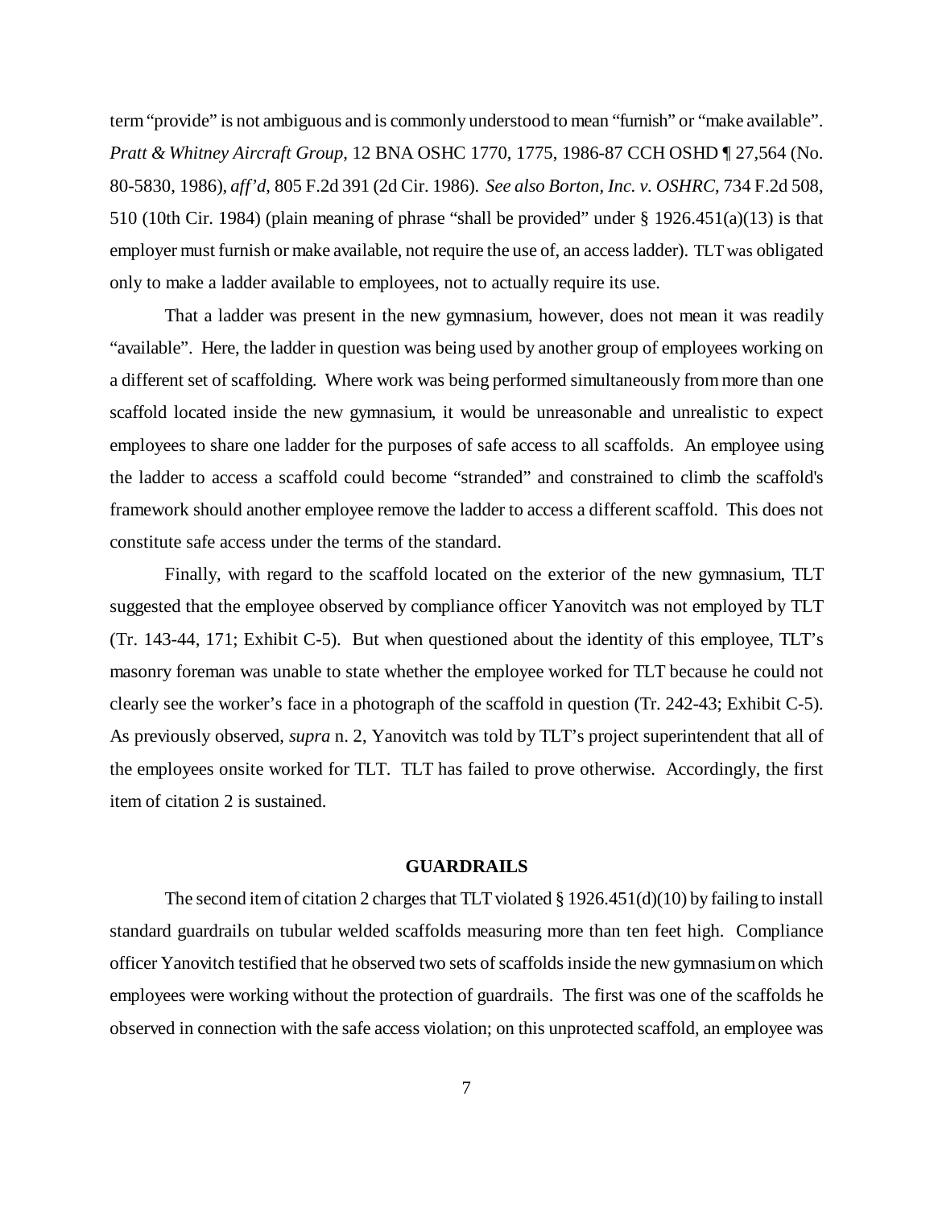term "provide" is not ambiguous and is commonly understood to mean "furnish" or "make available". *Pratt & Whitney Aircraft Group*, 12 BNA OSHC 1770, 1775, 1986-87 CCH OSHD ¶ 27,564 (No. 80-5830, 1986), *aff'd*, 805 F.2d 391 (2d Cir. 1986). *See also Borton, Inc. v. OSHRC*, 734 F.2d 508, 510 (10th Cir. 1984) (plain meaning of phrase "shall be provided" under § 1926.451(a)(13) is that employer must furnish or make available, not require the use of, an access ladder). TLT was obligated only to make a ladder available to employees, not to actually require its use.

That a ladder was present in the new gymnasium, however, does not mean it was readily "available". Here, the ladder in question was being used by another group of employees working on a different set of scaffolding. Where work was being performed simultaneously from more than one scaffold located inside the new gymnasium, it would be unreasonable and unrealistic to expect employees to share one ladder for the purposes of safe access to all scaffolds. An employee using the ladder to access a scaffold could become "stranded" and constrained to climb the scaffold's framework should another employee remove the ladder to access a different scaffold. This does not constitute safe access under the terms of the standard.

Finally, with regard to the scaffold located on the exterior of the new gymnasium, TLT suggested that the employee observed by compliance officer Yanovitch was not employed by TLT (Tr. 143-44, 171; Exhibit C-5). But when questioned about the identity of this employee, TLT's masonry foreman was unable to state whether the employee worked for TLT because he could not clearly see the worker's face in a photograph of the scaffold in question (Tr. 242-43; Exhibit C-5). As previously observed, *supra* n. 2, Yanovitch was told by TLT's project superintendent that all of the employees onsite worked for TLT. TLT has failed to prove otherwise. Accordingly, the first item of citation 2 is sustained.

## GUARDRAILS

The second item of citation 2 charges that TLT violated § 1926.451(d)(10) by failing to install standard guardrails on tubular welded scaffolds measuring more than ten feet high. Compliance officer Yanovitch testified that he observed two sets of scaffolds inside the new gymnasium on which employees were working without the protection of guardrails. The first was one of the scaffolds he observed in connection with the safe access violation; on this unprotected scaffold, an employee was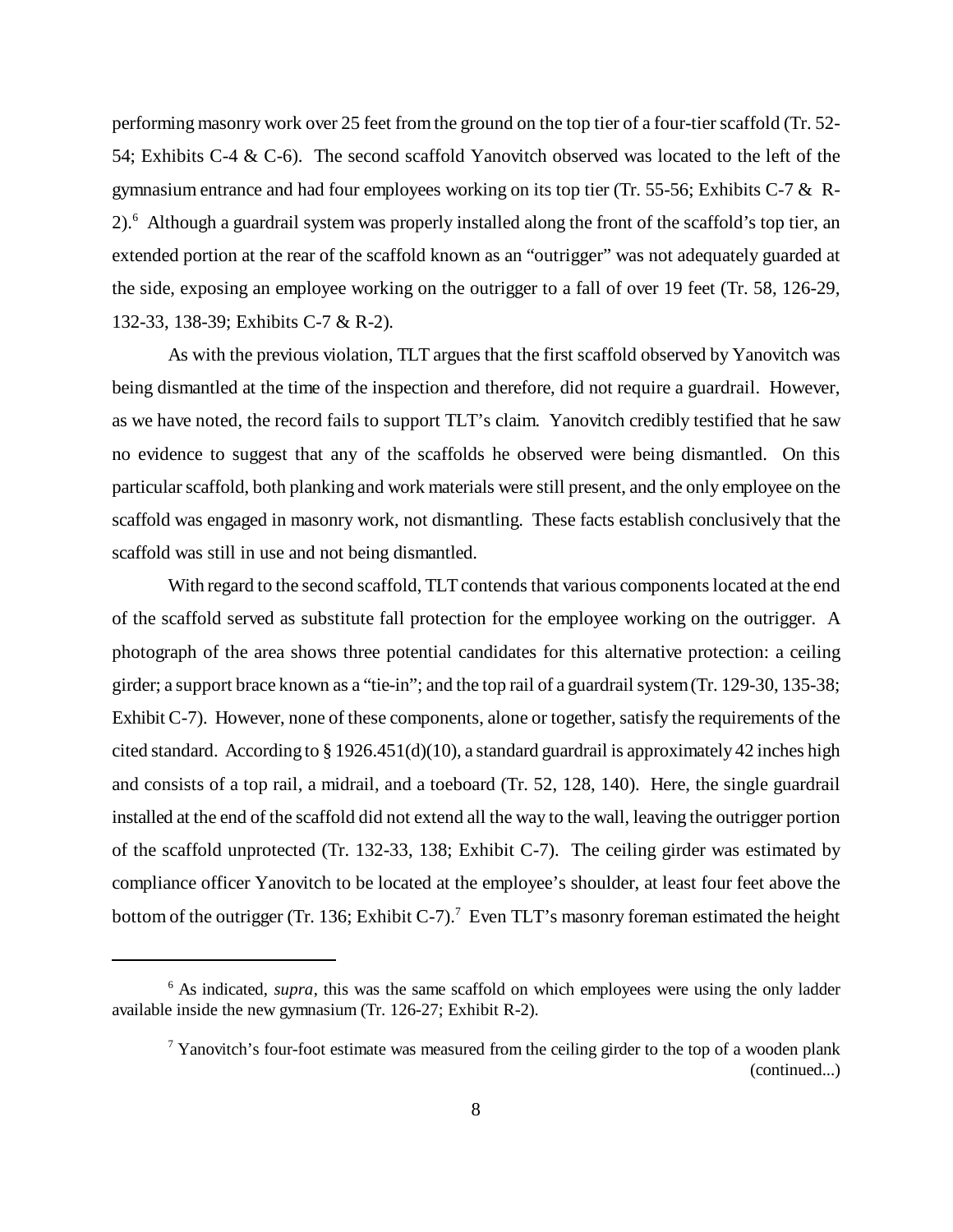performing masonry work over 25 feet from the ground on the top tier of a four-tier scaffold (Tr. 52-54; Exhibits C-4 & C-6). The second scaffold Yanovitch observed was located to the left of the gymnasium entrance and had four employees working on its top tier (Tr. 55-56; Exhibits C-7 & R-2).[6] Although a guardrail system was properly installed along the front of the scaffold's top tier, an extended portion at the rear of the scaffold known as an "outrigger" was not adequately guarded at the side, exposing an employee working on the outrigger to a fall of over 19 feet (Tr. 58, 126-29, 132-33, 138-39; Exhibits C-7 & R-2).

As with the previous violation, TLT argues that the first scaffold observed by Yanovitch was being dismantled at the time of the inspection and therefore, did not require a guardrail. However, as we have noted, the record fails to support TLT's claim. Yanovitch credibly testified that he saw no evidence to suggest that any of the scaffolds he observed were being dismantled. On this particular scaffold, both planking and work materials were still present, and the only employee on the scaffold was engaged in masonry work, not dismantling. These facts establish conclusively that the scaffold was still in use and not being dismantled.

With regard to the second scaffold, TLT contends that various components located at the end of the scaffold served as substitute fall protection for the employee working on the outrigger. A photograph of the area shows three potential candidates for this alternative protection: a ceiling girder; a support brace known as a "tie-in"; and the top rail of a guardrail system (Tr. 129-30, 135-38; Exhibit C-7). However, none of these components, alone or together, satisfy the requirements of the cited standard. According to § 1926.451(d)(10), a standard guardrail is approximately 42 inches high and consists of a top rail, a midrail, and a toeboard (Tr. 52, 128, 140). Here, the single guardrail installed at the end of the scaffold did not extend all the way to the wall, leaving the outrigger portion of the scaffold unprotected (Tr. 132-33, 138; Exhibit C-7). The ceiling girder was estimated by compliance officer Yanovitch to be located at the employee's shoulder, at least four feet above the bottom of the outrigger (Tr. 136; Exhibit C-7).[7] Even TLT's masonry foreman estimated the height

---

[6] As indicated, *supra*, this was the same scaffold on which employees were using the only ladder available inside the new gymnasium (Tr. 126-27; Exhibit R-2).

[7] Yanovitch's four-foot estimate was measured from the ceiling girder to the top of a wooden plank (continued...)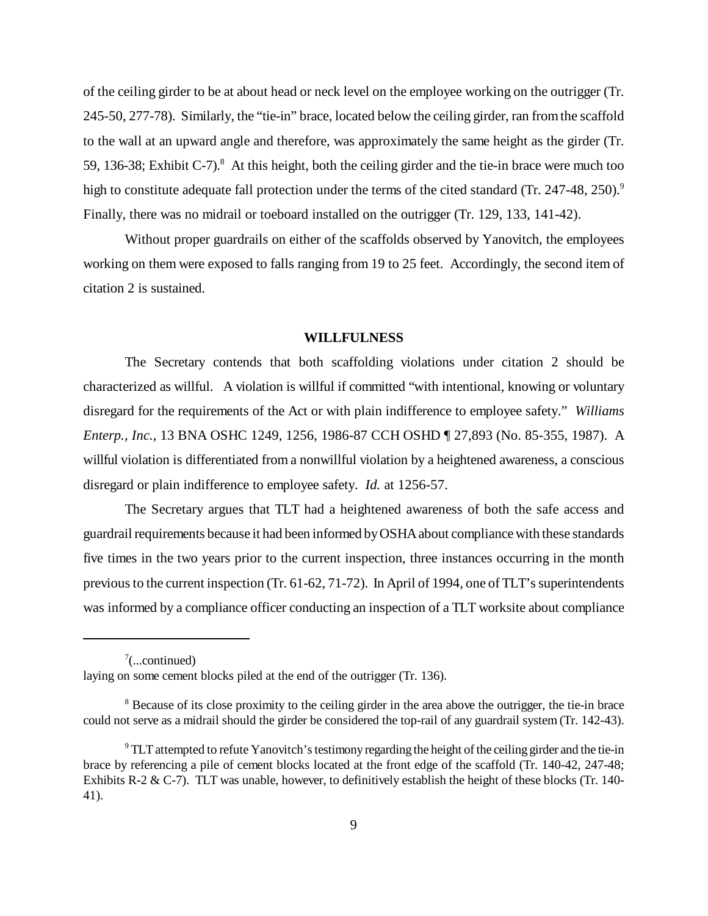of the ceiling girder to be at about head or neck level on the employee working on the outrigger (Tr. 245-50, 277-78). Similarly, the "tie-in" brace, located below the ceiling girder, ran from the scaffold to the wall at an upward angle and therefore, was approximately the same height as the girder (Tr. 59, 136-38; Exhibit C-7).[8] At this height, both the ceiling girder and the tie-in brace were much too high to constitute adequate fall protection under the terms of the cited standard (Tr. 247-48, 250).[9] Finally, there was no midrail or toeboard installed on the outrigger (Tr. 129, 133, 141-42).

Without proper guardrails on either of the scaffolds observed by Yanovitch, the employees working on them were exposed to falls ranging from 19 to 25 feet. Accordingly, the second item of citation 2 is sustained.

## WILLFULNESS

The Secretary contends that both scaffolding violations under citation 2 should be characterized as willful. A violation is willful if committed "with intentional, knowing or voluntary disregard for the requirements of the Act or with plain indifference to employee safety." *Williams Enterp., Inc.*, 13 BNA OSHC 1249, 1256, 1986-87 CCH OSHD ¶ 27,893 (No. 85-355, 1987). A willful violation is differentiated from a nonwillful violation by a heightened awareness, a conscious disregard or plain indifference to employee safety. *Id.* at 1256-57.

The Secretary argues that TLT had a heightened awareness of both the safe access and guardrail requirements because it had been informed by OSHA about compliance with these standards five times in the two years prior to the current inspection, three instances occurring in the month previous to the current inspection (Tr. 61-62, 71-72). In April of 1994, one of TLT's superintendents was informed by a compliance officer conducting an inspection of a TLT worksite about compliance

---

[7](...continued)
laying on some cement blocks piled at the end of the outrigger (Tr. 136).

[8] Because of its close proximity to the ceiling girder in the area above the outrigger, the tie-in brace could not serve as a midrail should the girder be considered the top-rail of any guardrail system (Tr. 142-43).

[9] TLT attempted to refute Yanovitch's testimony regarding the height of the ceiling girder and the tie-in brace by referencing a pile of cement blocks located at the front edge of the scaffold (Tr. 140-42, 247-48; Exhibits R-2 & C-7). TLT was unable, however, to definitively establish the height of these blocks (Tr. 140-41).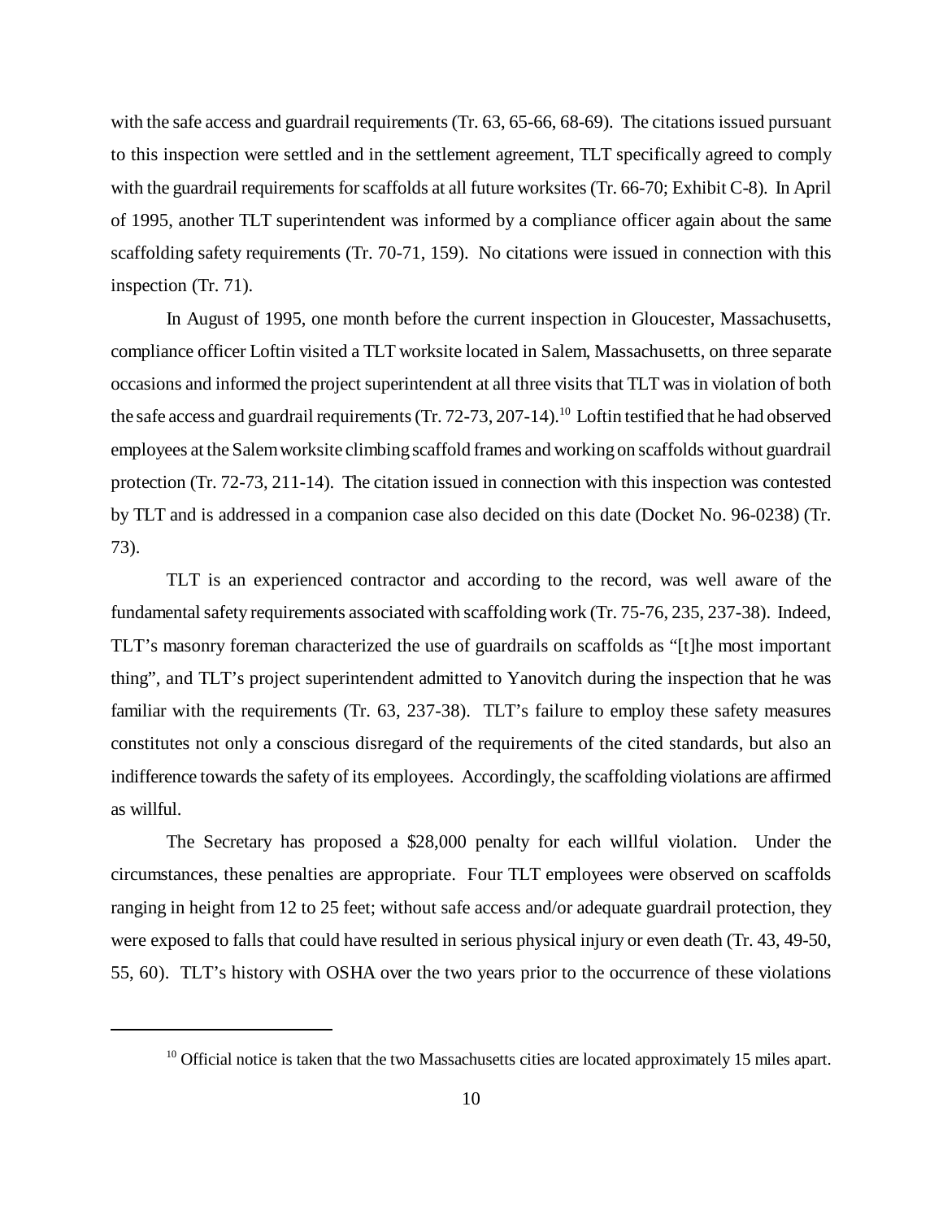with the safe access and guardrail requirements (Tr. 63, 65-66, 68-69). The citations issued pursuant to this inspection were settled and in the settlement agreement, TLT specifically agreed to comply with the guardrail requirements for scaffolds at all future worksites (Tr. 66-70; Exhibit C-8). In April of 1995, another TLT superintendent was informed by a compliance officer again about the same scaffolding safety requirements (Tr. 70-71, 159). No citations were issued in connection with this inspection (Tr. 71).

In August of 1995, one month before the current inspection in Gloucester, Massachusetts, compliance officer Loftin visited a TLT worksite located in Salem, Massachusetts, on three separate occasions and informed the project superintendent at all three visits that TLT was in violation of both the safe access and guardrail requirements (Tr. 72-73, 207-14).[10] Loftin testified that he had observed employees at the Salem worksite climbing scaffold frames and working on scaffolds without guardrail protection (Tr. 72-73, 211-14). The citation issued in connection with this inspection was contested by TLT and is addressed in a companion case also decided on this date (Docket No. 96-0238) (Tr. 73).

TLT is an experienced contractor and according to the record, was well aware of the fundamental safety requirements associated with scaffolding work (Tr. 75-76, 235, 237-38). Indeed, TLT's masonry foreman characterized the use of guardrails on scaffolds as "[t]he most important thing", and TLT's project superintendent admitted to Yanovitch during the inspection that he was familiar with the requirements (Tr. 63, 237-38). TLT's failure to employ these safety measures constitutes not only a conscious disregard of the requirements of the cited standards, but also an indifference towards the safety of its employees. Accordingly, the scaffolding violations are affirmed as willful.

The Secretary has proposed a $28,000 penalty for each willful violation. Under the circumstances, these penalties are appropriate. Four TLT employees were observed on scaffolds ranging in height from 12 to 25 feet; without safe access and/or adequate guardrail protection, they were exposed to falls that could have resulted in serious physical injury or even death (Tr. 43, 49-50, 55, 60). TLT's history with OSHA over the two years prior to the occurrence of these violations

---

[10] Official notice is taken that the two Massachusetts cities are located approximately 15 miles apart.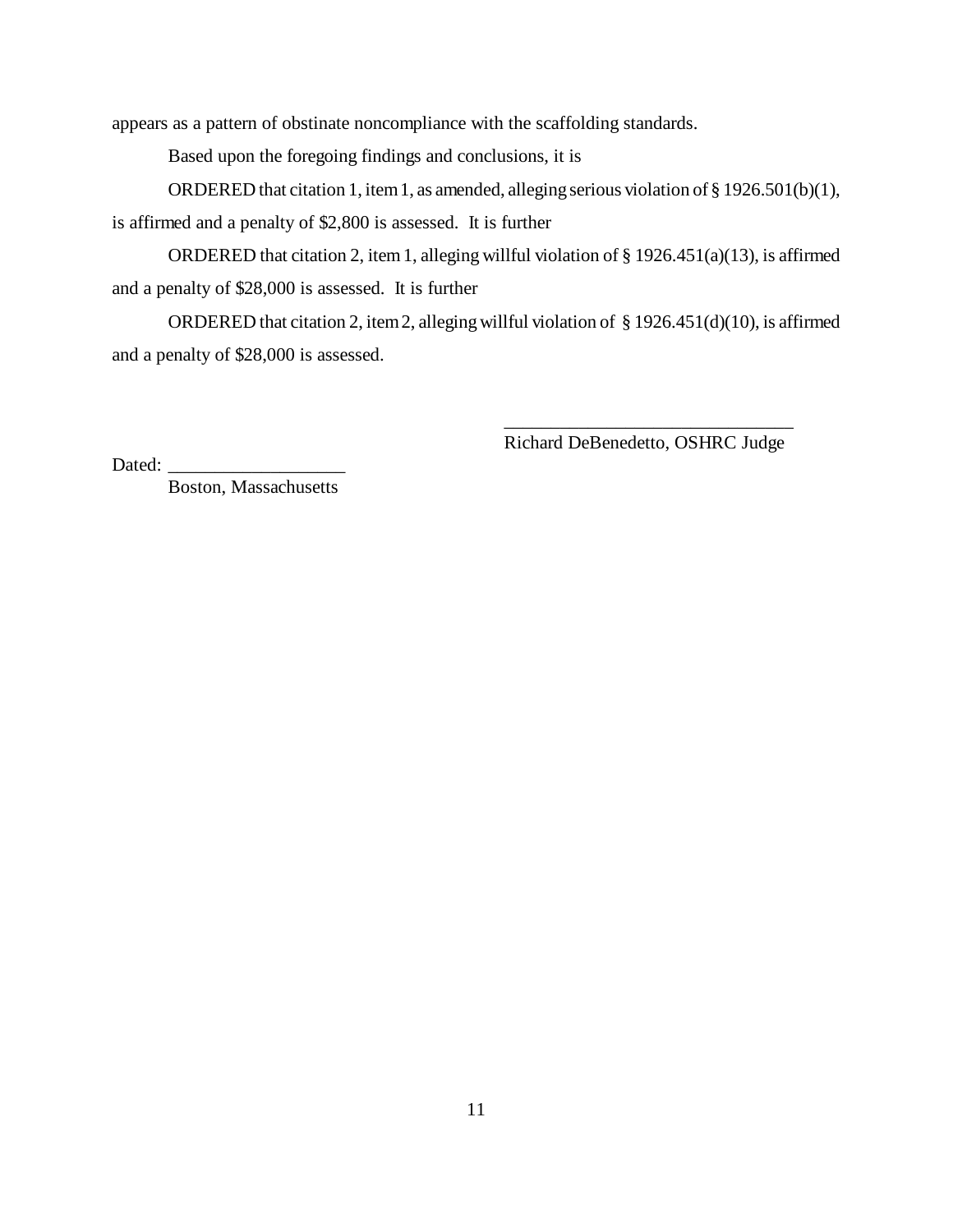appears as a pattern of obstinate noncompliance with the scaffolding standards.

Based upon the foregoing findings and conclusions, it is

ORDERED that citation 1, item 1, as amended, alleging serious violation of § 1926.501(b)(1), is affirmed and a penalty of $2,800 is assessed. It is further

ORDERED that citation 2, item 1, alleging willful violation of § 1926.451(a)(13), is affirmed and a penalty of $28,000 is assessed. It is further

ORDERED that citation 2, item 2, alleging willful violation of § 1926.451(d)(10), is affirmed and a penalty of $28,000 is assessed.

\_\_\_\_\_\_\_\_\_\_\_\_\_\_\_\_\_\_\_\_\_\_\_\_\_\_\_\_\_\_\_
Richard DeBenedetto, OSHRC Judge

Dated: \_\_\_\_\_\_\_\_\_\_\_\_\_\_\_\_\_\_\_
Boston, Massachusetts